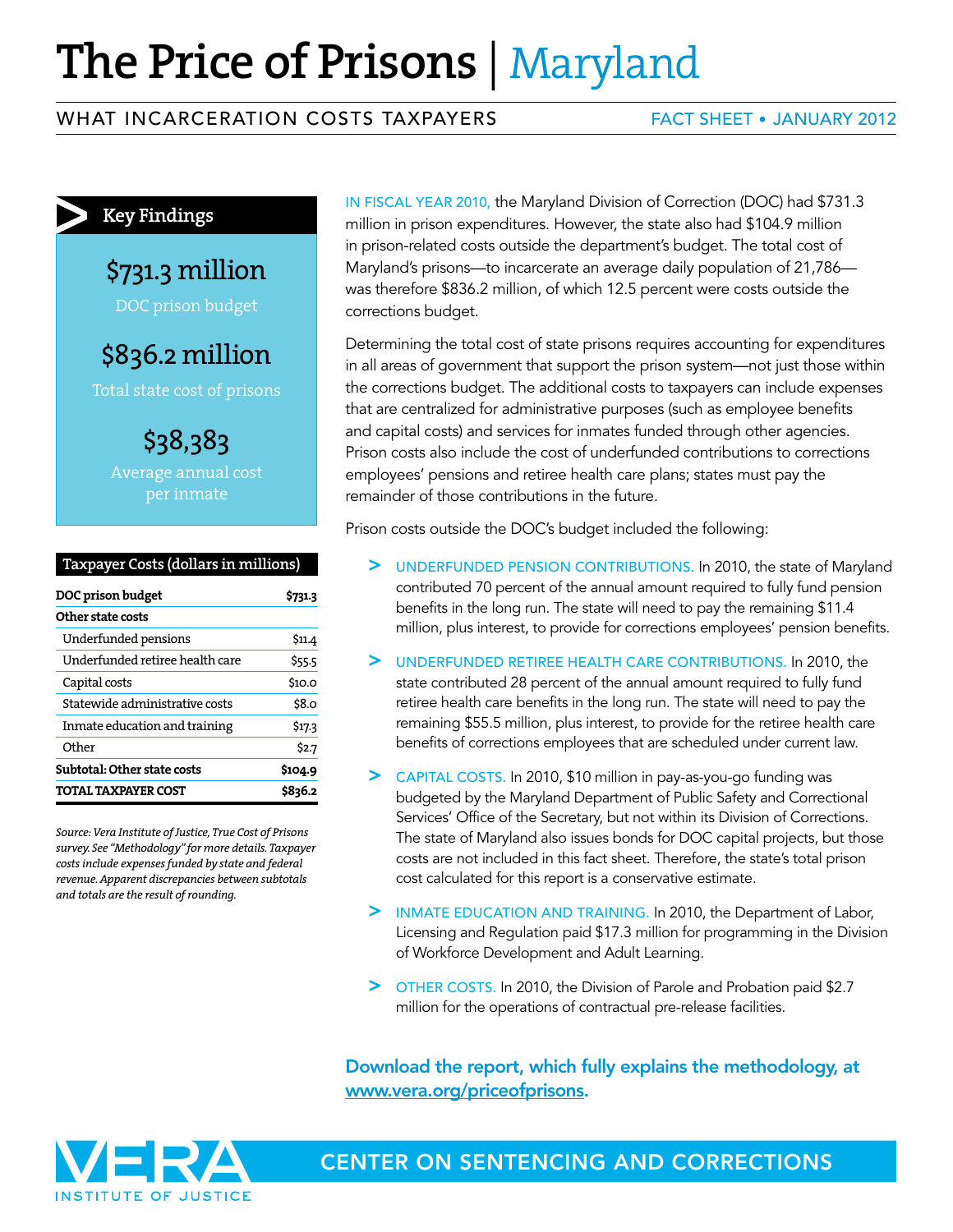# The Price of Prisons | Maryland

WHAT INCARCERATION COSTS TAXPAYERS

FACT SHEET • JANUARY 2012

## Key Findings

**$731.3 million**
DOC prison budget

**$836.2 million**
Total state cost of prisons

**$38,383**
Average annual cost per inmate

### Taxpayer Costs (dollars in millions)

| | |
|---|---|
| **DOC prison budget** | **$731.3** |
| **Other state costs** | |
| Underfunded pensions | $11.4 |
| Underfunded retiree health care | $55.5 |
| Capital costs | $10.0 |
| Statewide administrative costs | $8.0 |
| Inmate education and training | $17.3 |
| Other | $2.7 |
| **Subtotal: Other state costs** | **$104.9** |
| **TOTAL TAXPAYER COST** | **$836.2** |

*Source: Vera Institute of Justice, True Cost of Prisons survey. See "Methodology" for more details. Taxpayer costs include expenses funded by state and federal revenue. Apparent discrepancies between subtotals and totals are the result of rounding.*

IN FISCAL YEAR 2010, the Maryland Division of Correction (DOC) had $731.3 million in prison expenditures. However, the state also had $104.9 million in prison-related costs outside the department's budget. The total cost of Maryland's prisons—to incarcerate an average daily population of 21,786—was therefore $836.2 million, of which 12.5 percent were costs outside the corrections budget.

Determining the total cost of state prisons requires accounting for expenditures in all areas of government that support the prison system—not just those within the corrections budget. The additional costs to taxpayers can include expenses that are centralized for administrative purposes (such as employee benefits and capital costs) and services for inmates funded through other agencies. Prison costs also include the cost of underfunded contributions to corrections employees' pensions and retiree health care plans; states must pay the remainder of those contributions in the future.

Prison costs outside the DOC's budget included the following:

- UNDERFUNDED PENSION CONTRIBUTIONS. In 2010, the state of Maryland contributed 70 percent of the annual amount required to fully fund pension benefits in the long run. The state will need to pay the remaining $11.4 million, plus interest, to provide for corrections employees' pension benefits.
- UNDERFUNDED RETIREE HEALTH CARE CONTRIBUTIONS. In 2010, the state contributed 28 percent of the annual amount required to fully fund retiree health care benefits in the long run. The state will need to pay the remaining $55.5 million, plus interest, to provide for the retiree health care benefits of corrections employees that are scheduled under current law.
- CAPITAL COSTS. In 2010, $10 million in pay-as-you-go funding was budgeted by the Maryland Department of Public Safety and Correctional Services' Office of the Secretary, but not within its Division of Corrections. The state of Maryland also issues bonds for DOC capital projects, but those costs are not included in this fact sheet. Therefore, the state's total prison cost calculated for this report is a conservative estimate.
- INMATE EDUCATION AND TRAINING. In 2010, the Department of Labor, Licensing and Regulation paid $17.3 million for programming in the Division of Workforce Development and Adult Learning.
- OTHER COSTS. In 2010, the Division of Parole and Probation paid $2.7 million for the operations of contractual pre-release facilities.

**Download the report, which fully explains the methodology, at www.vera.org/priceofprisons.**

VERA INSTITUTE OF JUSTICE

CENTER ON SENTENCING AND CORRECTIONS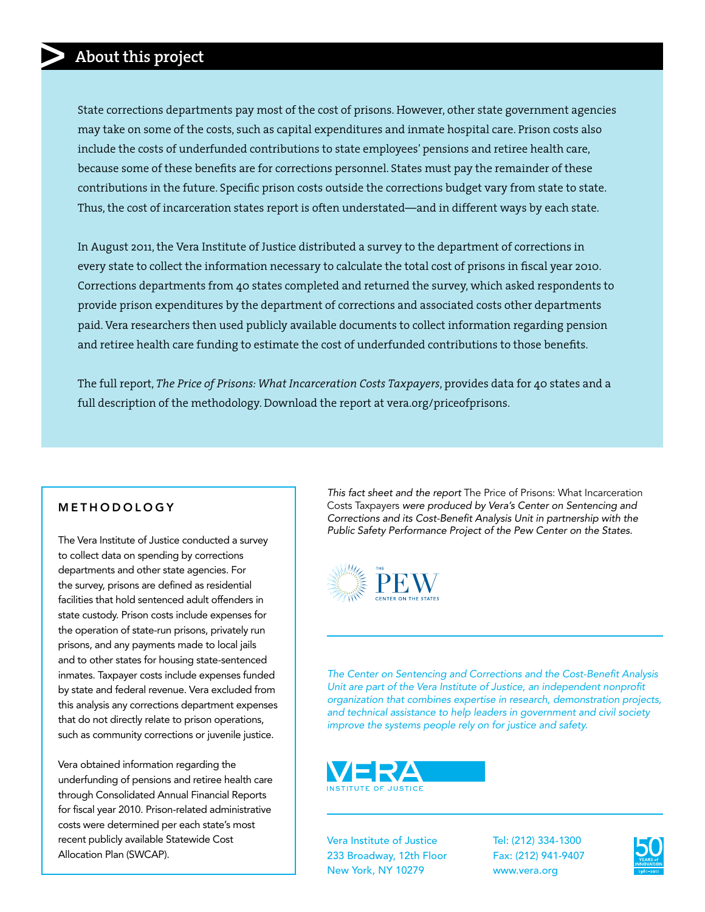## About this project

State corrections departments pay most of the cost of prisons. However, other state government agencies may take on some of the costs, such as capital expenditures and inmate hospital care. Prison costs also include the costs of underfunded contributions to state employees' pensions and retiree health care, because some of these benefits are for corrections personnel. States must pay the remainder of these contributions in the future. Specific prison costs outside the corrections budget vary from state to state. Thus, the cost of incarceration states report is often understated—and in different ways by each state.

In August 2011, the Vera Institute of Justice distributed a survey to the department of corrections in every state to collect the information necessary to calculate the total cost of prisons in fiscal year 2010. Corrections departments from 40 states completed and returned the survey, which asked respondents to provide prison expenditures by the department of corrections and associated costs other departments paid. Vera researchers then used publicly available documents to collect information regarding pension and retiree health care funding to estimate the cost of underfunded contributions to those benefits.

The full report, *The Price of Prisons: What Incarceration Costs Taxpayers*, provides data for 40 states and a full description of the methodology. Download the report at vera.org/priceofprisons.

### METHODOLOGY

The Vera Institute of Justice conducted a survey to collect data on spending by corrections departments and other state agencies. For the survey, prisons are defined as residential facilities that hold sentenced adult offenders in state custody. Prison costs include expenses for the operation of state-run prisons, privately run prisons, and any payments made to local jails and to other states for housing state-sentenced inmates. Taxpayer costs include expenses funded by state and federal revenue. Vera excluded from this analysis any corrections department expenses that do not directly relate to prison operations, such as community corrections or juvenile justice.

Vera obtained information regarding the underfunding of pensions and retiree health care through Consolidated Annual Financial Reports for fiscal year 2010. Prison-related administrative costs were determined per each state's most recent publicly available Statewide Cost Allocation Plan (SWCAP).

*This fact sheet and the report* The Price of Prisons: What Incarceration Costs Taxpayers *were produced by Vera's Center on Sentencing and Corrections and its Cost-Benefit Analysis Unit in partnership with the Public Safety Performance Project of the Pew Center on the States.*

THE PEW CENTER ON THE STATES

*The Center on Sentencing and Corrections and the Cost-Benefit Analysis Unit are part of the Vera Institute of Justice, an independent nonprofit organization that combines expertise in research, demonstration projects, and technical assistance to help leaders in government and civil society improve the systems people rely on for justice and safety.*

VERA INSTITUTE OF JUSTICE

Vera Institute of Justice
233 Broadway, 12th Floor
New York, NY 10279

Tel: (212) 334-1300
Fax: (212) 941-9407
www.vera.org

50 YEARS of INNOVATION 1961–2011